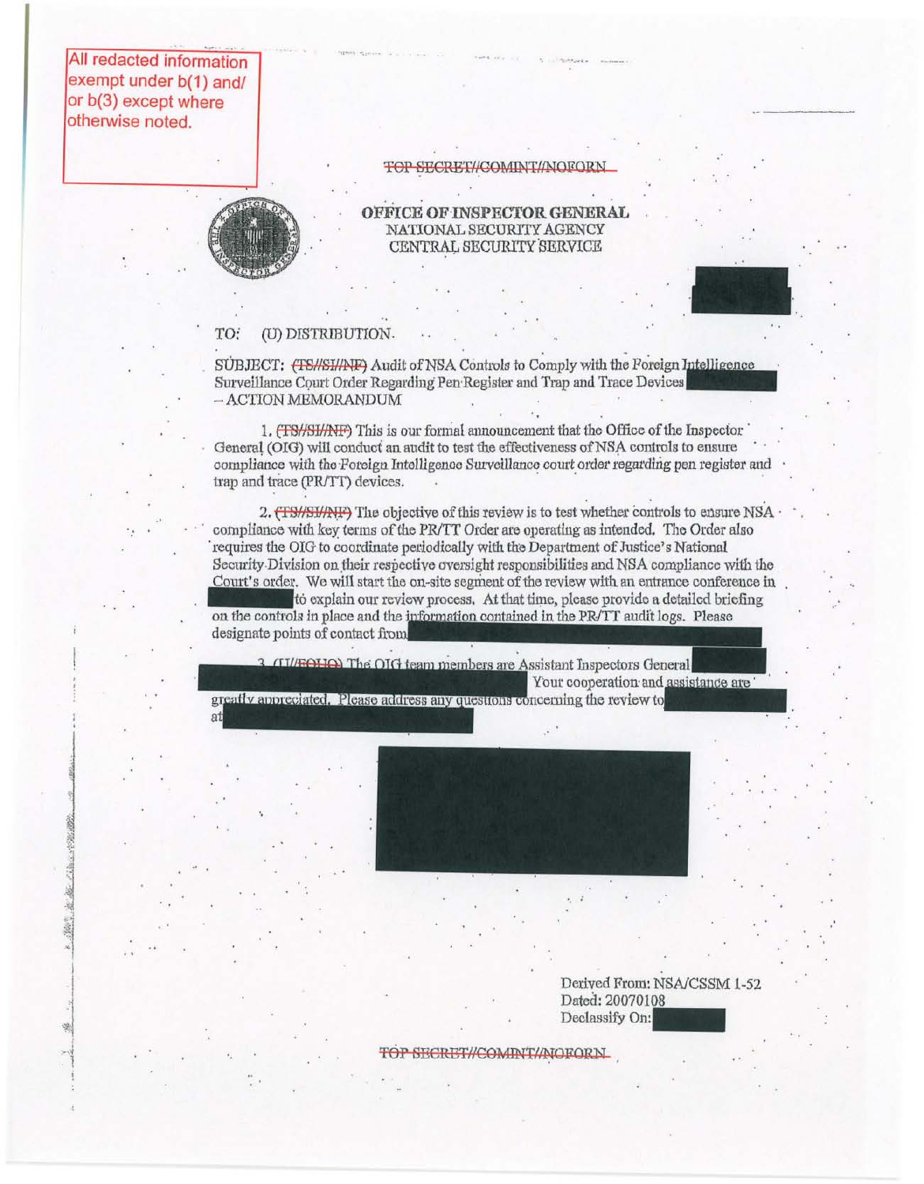All redacted information exempt under b(1) and/or b(3) except where otherwise noted.

TOP SECRET//COMINT//NOFORN

**OFFICE OF INSPECTOR GENERAL**
NATIONAL SECURITY AGENCY
CENTRAL SECURITY SERVICE

TO: (U) DISTRIBUTION

SUBJECT: (TS//SI//NF) Audit of NSA Controls to Comply with the Foreign Intelligence Surveillance Court Order Regarding Pen Register and Trap and Trace Devices – ACTION MEMORANDUM

1. (TS//SI//NF) This is our formal announcement that the Office of the Inspector General (OIG) will conduct an audit to test the effectiveness of NSA controls to ensure compliance with the Foreign Intelligence Surveillance court order regarding pen register and trap and trace (PR/TT) devices.

2. (TS//SI//NF) The objective of this review is to test whether controls to ensure NSA compliance with key terms of the PR/TT Order are operating as intended. The Order also requires the OIG to coordinate periodically with the Department of Justice's National Security Division on their respective oversight responsibilities and NSA compliance with the Court's order. We will start the on-site segment of the review with an entrance conference in to explain our review process. At that time, please provide a detailed briefing on the controls in place and the information contained in the PR/TT audit logs. Please designate points of contact from

3. (U//FOUO) The OIG team members are Assistant Inspectors General Your cooperation and assistance are greatly appreciated. Please address any questions concerning the review to at

Derived From: NSA/CSSM 1-52
Dated: 20070108
Declassify On:

TOP SECRET//COMINT//NOFORN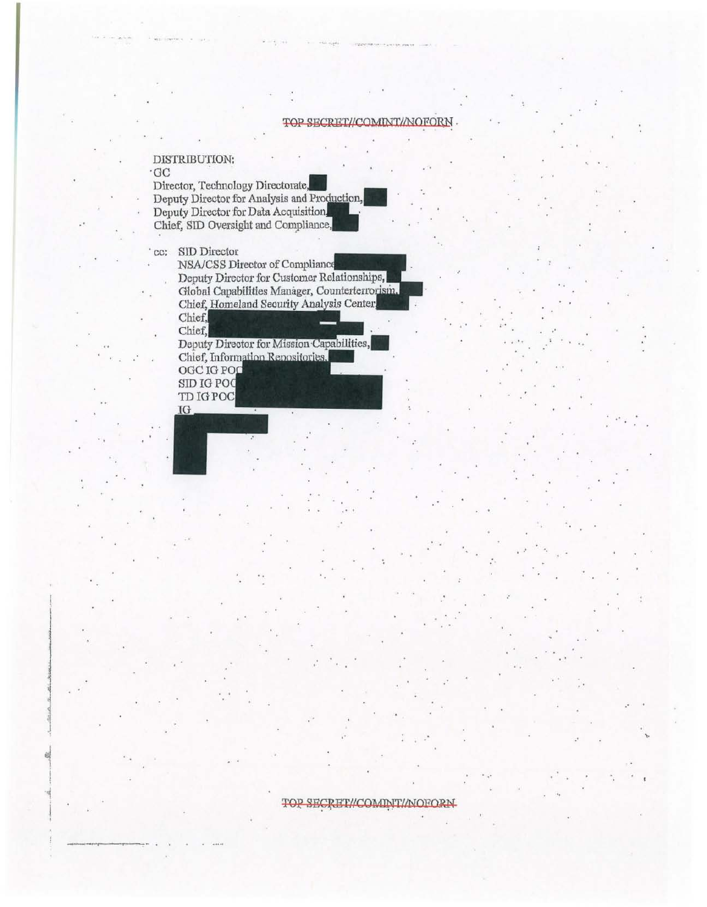TOP SECRET//COMINT//NOFORN

DISTRIBUTION:
GC
Director, Technology Directorate,
Deputy Director for Analysis and Production,
Deputy Director for Data Acquisition
Chief, SID Oversight and Compliance,

cc: SID Director
NSA/CSS Director of Compliance
Deputy Director for Customer Relationships,
Global Capabilities Manager, Counterterrorism,
Chief, Homeland Security Analysis Center
Chief,
Chief,
Deputy Director for Mission Capabilities,
Chief, Information Repositories,
OGC IG POC
SID IG POC
TD IG POC
IG

TOP SECRET//COMINT//NOFORN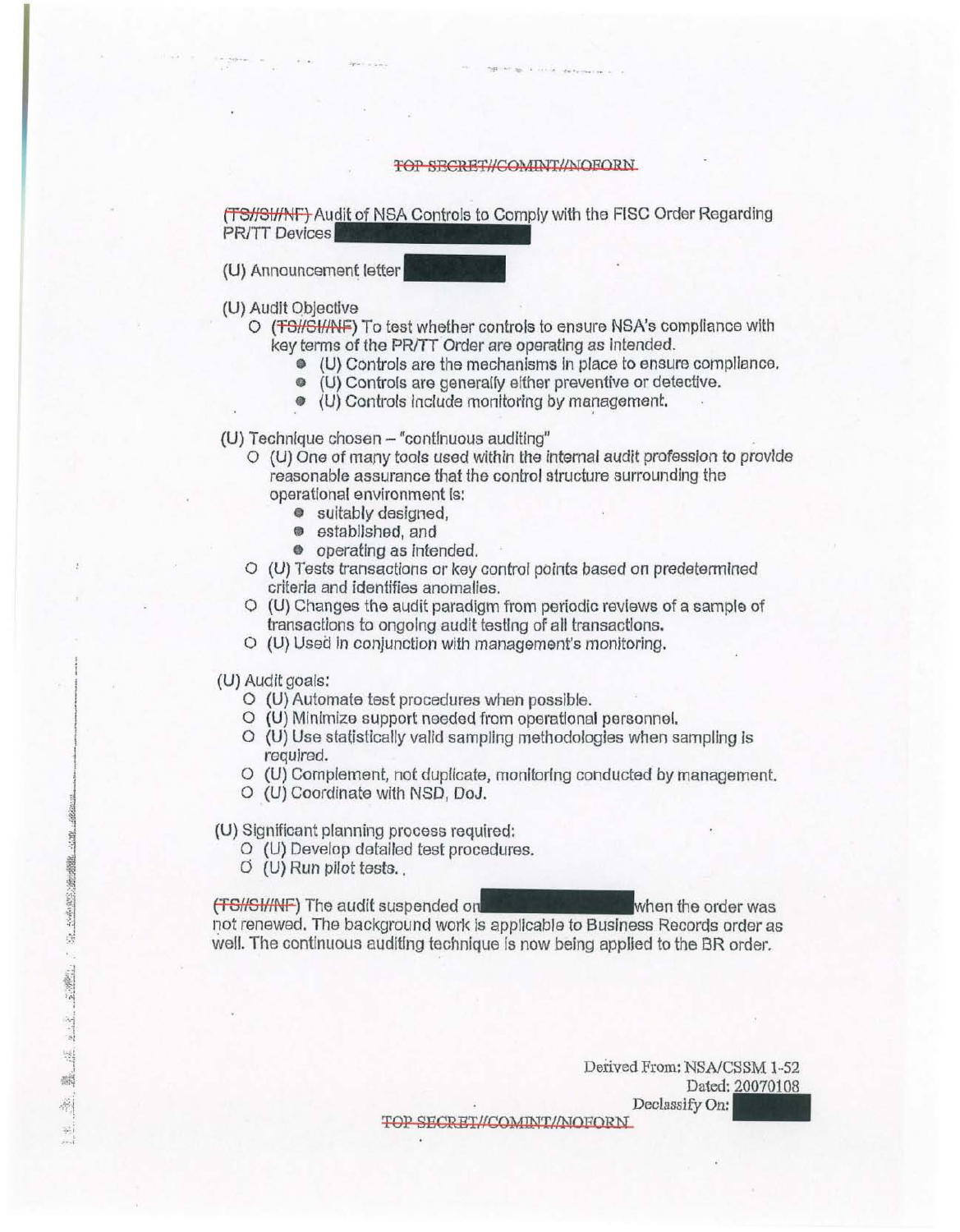~~TOP SECRET//COMINT//NOFORN~~

~~(TS//SI//NF)~~ Audit of NSA Controls to Comply with the FISC Order Regarding PR/TT Devices [REDACTED]

(U) Announcement letter [REDACTED]

(U) Audit Objective

- (~~TS//SI//NF~~) To test whether controls to ensure NSA's compliance with key terms of the PR/TT Order are operating as intended.
  - (U) Controls are the mechanisms in place to ensure compliance.
  - (U) Controls are generally either preventive or detective.
  - (U) Controls include monitoring by management.

(U) Technique chosen – "continuous auditing"

- (U) One of many tools used within the internal audit profession to provide reasonable assurance that the control structure surrounding the operational environment is:
  - suitably designed,
  - established, and
  - operating as intended.
- (U) Tests transactions or key control points based on predetermined criteria and identifies anomalies.
- (U) Changes the audit paradigm from periodic reviews of a sample of transactions to ongoing audit testing of all transactions.
- (U) Used in conjunction with management's monitoring.

(U) Audit goals:

- (U) Automate test procedures when possible.
- (U) Minimize support needed from operational personnel.
- (U) Use statistically valid sampling methodologies when sampling is required.
- (U) Complement, not duplicate, monitoring conducted by management.
- (U) Coordinate with NSD, DoJ.

(U) Significant planning process required:

- (U) Develop detailed test procedures.
- (U) Run pilot tests.

~~(TS//SI//NF)~~ The audit suspended on [REDACTED] when the order was not renewed. The background work is applicable to Business Records order as well. The continuous auditing technique is now being applied to the BR order.

Derived From: NSA/CSSM 1-52
Dated: 20070108
Declassify On: [REDACTED]

~~TOP SECRET//COMINT//NOFORN~~